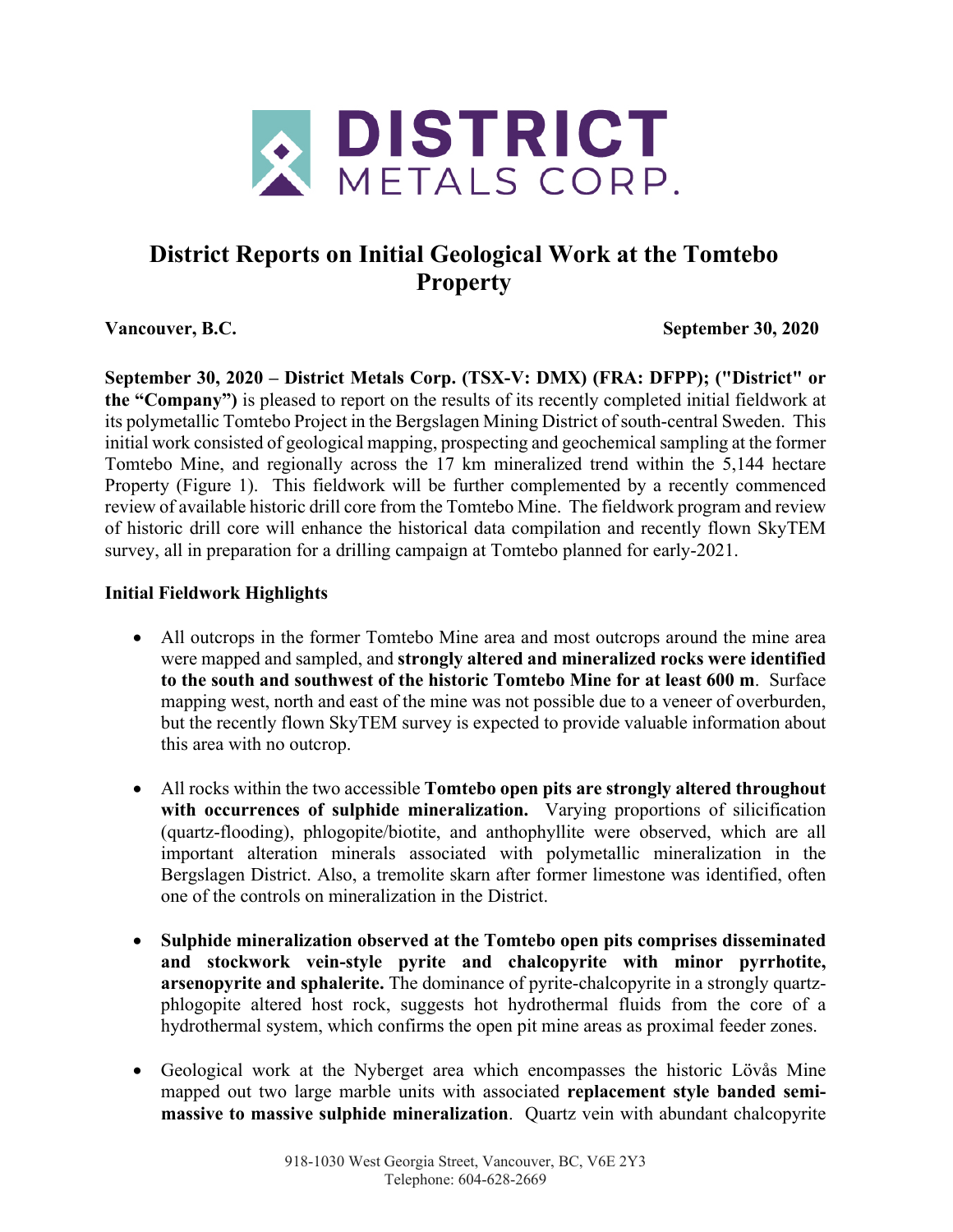# District Reports on Initial Geological Work at the Tomtebo Property

**Vancouver, B.C.** **September 30, 2020**

**September 30, 2020 – District Metals Corp. (TSX-V: DMX) (FRA: DFPP); ("District" or the "Company")** is pleased to report on the results of its recently completed initial fieldwork at its polymetallic Tomtebo Project in the Bergslagen Mining District of south-central Sweden. This initial work consisted of geological mapping, prospecting and geochemical sampling at the former Tomtebo Mine, and regionally across the 17 km mineralized trend within the 5,144 hectare Property (Figure 1). This fieldwork will be further complemented by a recently commenced review of available historic drill core from the Tomtebo Mine. The fieldwork program and review of historic drill core will enhance the historical data compilation and recently flown SkyTEM survey, all in preparation for a drilling campaign at Tomtebo planned for early-2021.

## Initial Fieldwork Highlights

- All outcrops in the former Tomtebo Mine area and most outcrops around the mine area were mapped and sampled, and **strongly altered and mineralized rocks were identified to the south and southwest of the historic Tomtebo Mine for at least 600 m**. Surface mapping west, north and east of the mine was not possible due to a veneer of overburden, but the recently flown SkyTEM survey is expected to provide valuable information about this area with no outcrop.

- All rocks within the two accessible **Tomtebo open pits are strongly altered throughout with occurrences of sulphide mineralization.** Varying proportions of silicification (quartz-flooding), phlogopite/biotite, and anthophyllite were observed, which are all important alteration minerals associated with polymetallic mineralization in the Bergslagen District. Also, a tremolite skarn after former limestone was identified, often one of the controls on mineralization in the District.

- **Sulphide mineralization observed at the Tomtebo open pits comprises disseminated and stockwork vein-style pyrite and chalcopyrite with minor pyrrhotite, arsenopyrite and sphalerite.** The dominance of pyrite-chalcopyrite in a strongly quartz-phlogopite altered host rock, suggests hot hydrothermal fluids from the core of a hydrothermal system, which confirms the open pit mine areas as proximal feeder zones.

- Geological work at the Nyberget area which encompasses the historic Lövås Mine mapped out two large marble units with associated **replacement style banded semi-massive to massive sulphide mineralization**. Quartz vein with abundant chalcopyrite

918-1030 West Georgia Street, Vancouver, BC, V6E 2Y3
Telephone: 604-628-2669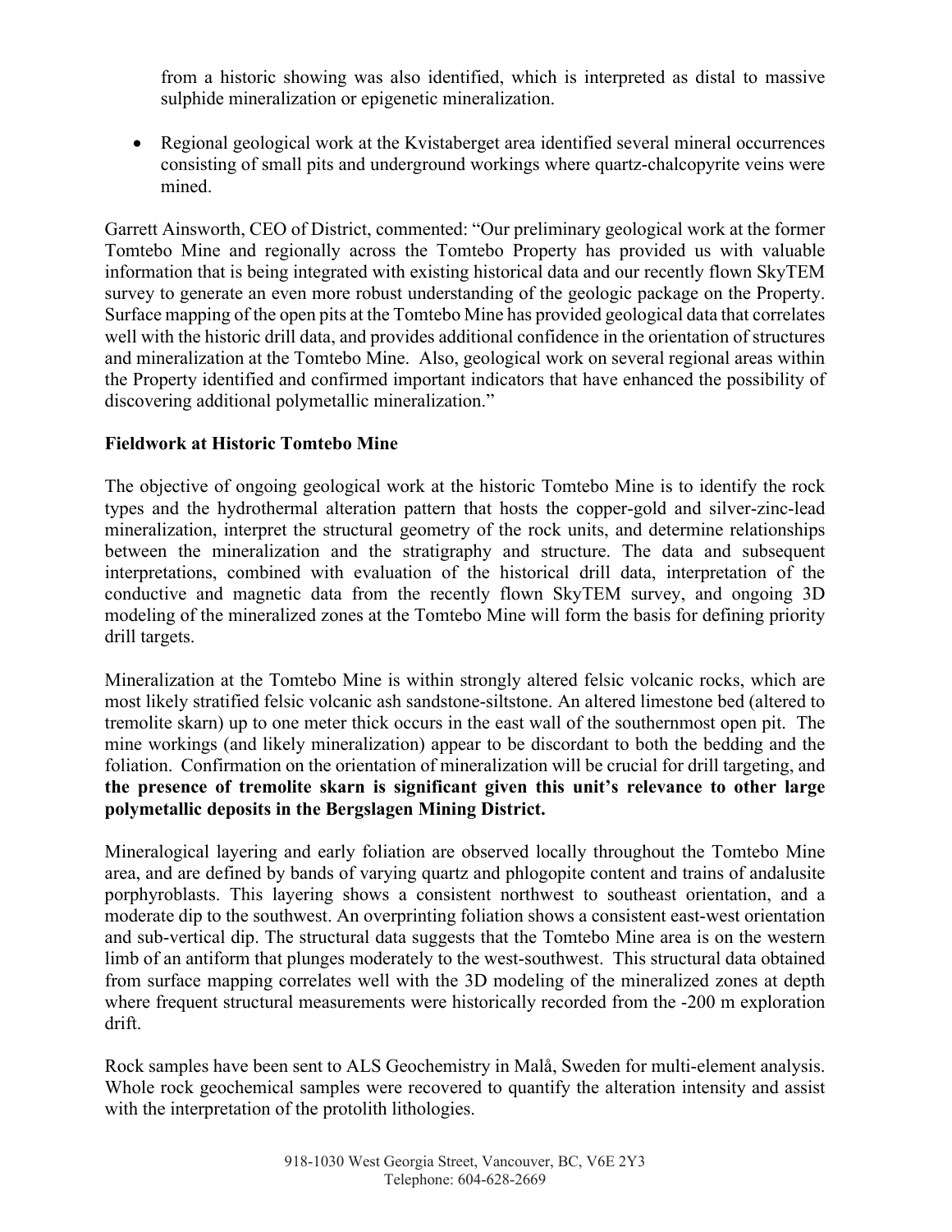from a historic showing was also identified, which is interpreted as distal to massive sulphide mineralization or epigenetic mineralization.

- Regional geological work at the Kvistaberget area identified several mineral occurrences consisting of small pits and underground workings where quartz-chalcopyrite veins were mined.

Garrett Ainsworth, CEO of District, commented: "Our preliminary geological work at the former Tomtebo Mine and regionally across the Tomtebo Property has provided us with valuable information that is being integrated with existing historical data and our recently flown SkyTEM survey to generate an even more robust understanding of the geologic package on the Property. Surface mapping of the open pits at the Tomtebo Mine has provided geological data that correlates well with the historic drill data, and provides additional confidence in the orientation of structures and mineralization at the Tomtebo Mine. Also, geological work on several regional areas within the Property identified and confirmed important indicators that have enhanced the possibility of discovering additional polymetallic mineralization."

**Fieldwork at Historic Tomtebo Mine**

The objective of ongoing geological work at the historic Tomtebo Mine is to identify the rock types and the hydrothermal alteration pattern that hosts the copper-gold and silver-zinc-lead mineralization, interpret the structural geometry of the rock units, and determine relationships between the mineralization and the stratigraphy and structure. The data and subsequent interpretations, combined with evaluation of the historical drill data, interpretation of the conductive and magnetic data from the recently flown SkyTEM survey, and ongoing 3D modeling of the mineralized zones at the Tomtebo Mine will form the basis for defining priority drill targets.

Mineralization at the Tomtebo Mine is within strongly altered felsic volcanic rocks, which are most likely stratified felsic volcanic ash sandstone-siltstone. An altered limestone bed (altered to tremolite skarn) up to one meter thick occurs in the east wall of the southernmost open pit. The mine workings (and likely mineralization) appear to be discordant to both the bedding and the foliation. Confirmation on the orientation of mineralization will be crucial for drill targeting, and **the presence of tremolite skarn is significant given this unit's relevance to other large polymetallic deposits in the Bergslagen Mining District.**

Mineralogical layering and early foliation are observed locally throughout the Tomtebo Mine area, and are defined by bands of varying quartz and phlogopite content and trains of andalusite porphyroblasts. This layering shows a consistent northwest to southeast orientation, and a moderate dip to the southwest. An overprinting foliation shows a consistent east-west orientation and sub-vertical dip. The structural data suggests that the Tomtebo Mine area is on the western limb of an antiform that plunges moderately to the west-southwest. This structural data obtained from surface mapping correlates well with the 3D modeling of the mineralized zones at depth where frequent structural measurements were historically recorded from the -200 m exploration drift.

Rock samples have been sent to ALS Geochemistry in Malå, Sweden for multi-element analysis. Whole rock geochemical samples were recovered to quantify the alteration intensity and assist with the interpretation of the protolith lithologies.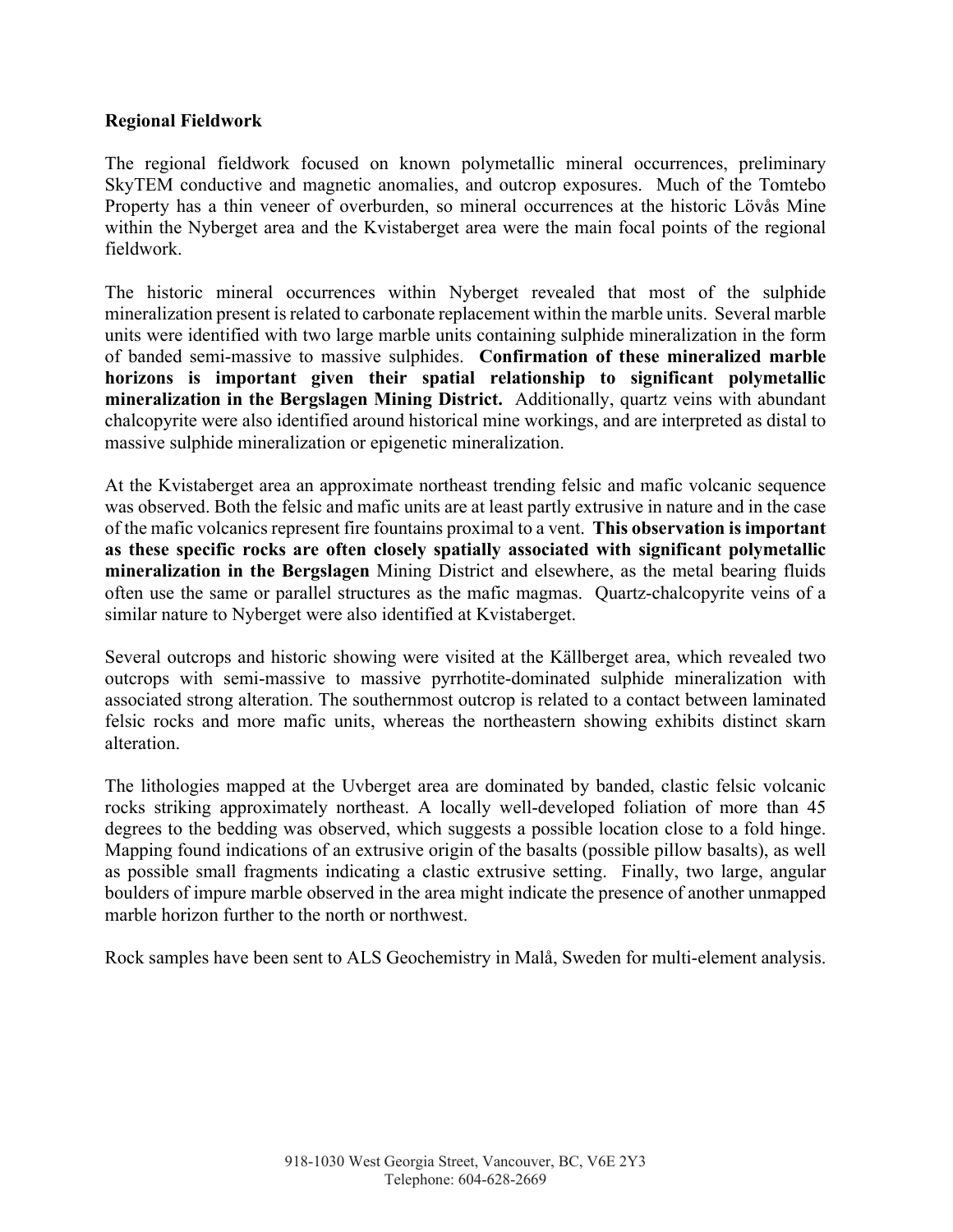**Regional Fieldwork**

The regional fieldwork focused on known polymetallic mineral occurrences, preliminary SkyTEM conductive and magnetic anomalies, and outcrop exposures. Much of the Tomtebo Property has a thin veneer of overburden, so mineral occurrences at the historic Lövås Mine within the Nyberget area and the Kvistaberget area were the main focal points of the regional fieldwork.

The historic mineral occurrences within Nyberget revealed that most of the sulphide mineralization present is related to carbonate replacement within the marble units. Several marble units were identified with two large marble units containing sulphide mineralization in the form of banded semi-massive to massive sulphides. **Confirmation of these mineralized marble horizons is important given their spatial relationship to significant polymetallic mineralization in the Bergslagen Mining District.** Additionally, quartz veins with abundant chalcopyrite were also identified around historical mine workings, and are interpreted as distal to massive sulphide mineralization or epigenetic mineralization.

At the Kvistaberget area an approximate northeast trending felsic and mafic volcanic sequence was observed. Both the felsic and mafic units are at least partly extrusive in nature and in the case of the mafic volcanics represent fire fountains proximal to a vent. **This observation is important as these specific rocks are often closely spatially associated with significant polymetallic mineralization in the Bergslagen** Mining District and elsewhere, as the metal bearing fluids often use the same or parallel structures as the mafic magmas. Quartz-chalcopyrite veins of a similar nature to Nyberget were also identified at Kvistaberget.

Several outcrops and historic showing were visited at the Källberget area, which revealed two outcrops with semi-massive to massive pyrrhotite-dominated sulphide mineralization with associated strong alteration. The southernmost outcrop is related to a contact between laminated felsic rocks and more mafic units, whereas the northeastern showing exhibits distinct skarn alteration.

The lithologies mapped at the Uvberget area are dominated by banded, clastic felsic volcanic rocks striking approximately northeast. A locally well-developed foliation of more than 45 degrees to the bedding was observed, which suggests a possible location close to a fold hinge. Mapping found indications of an extrusive origin of the basalts (possible pillow basalts), as well as possible small fragments indicating a clastic extrusive setting. Finally, two large, angular boulders of impure marble observed in the area might indicate the presence of another unmapped marble horizon further to the north or northwest.

Rock samples have been sent to ALS Geochemistry in Malå, Sweden for multi-element analysis.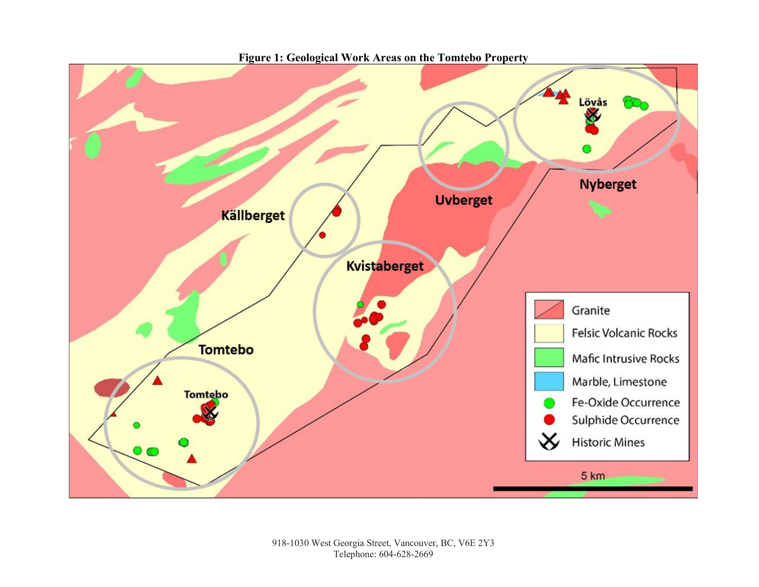**Figure 1: Geological Work Areas on the Tomtebo Property**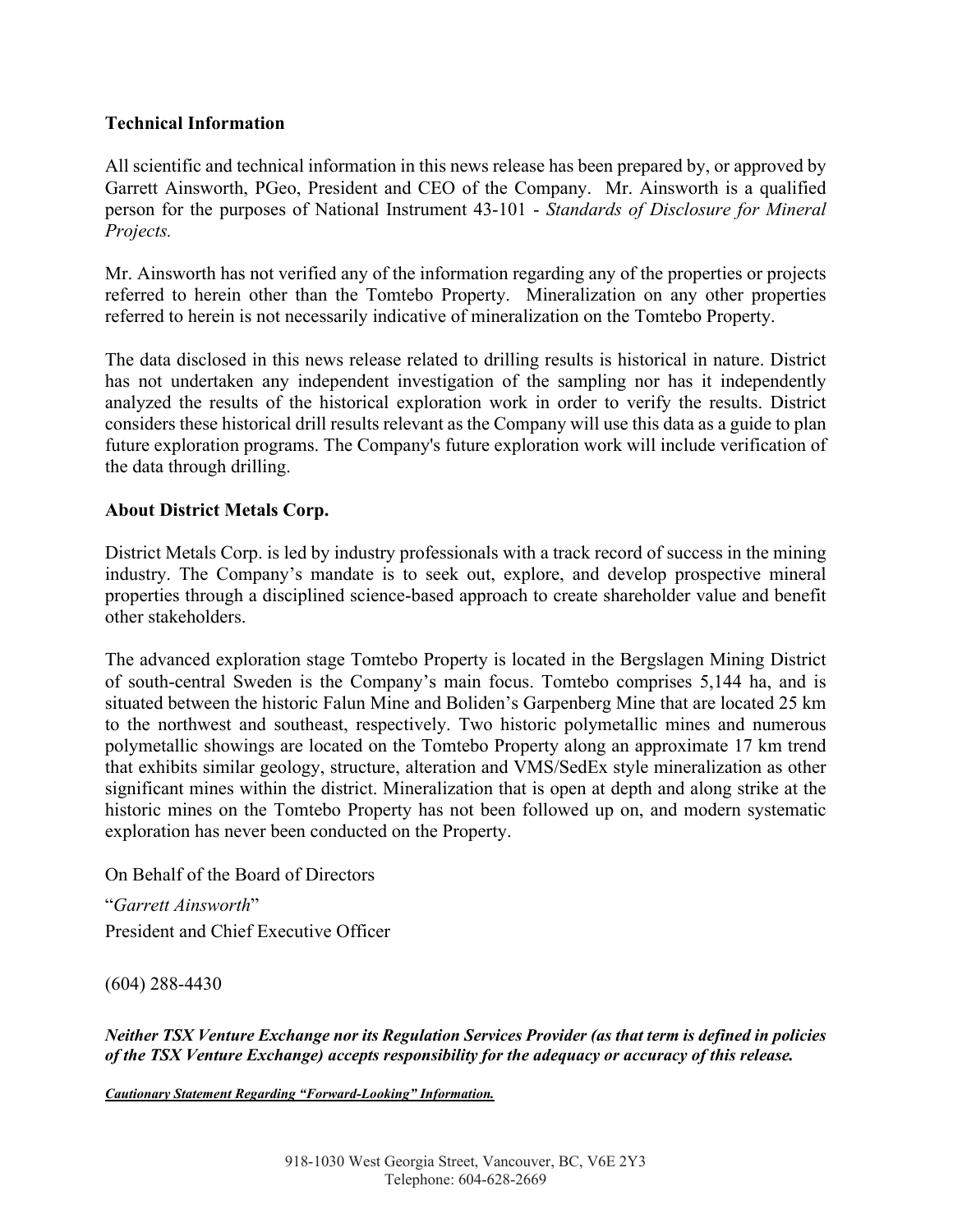## Technical Information

All scientific and technical information in this news release has been prepared by, or approved by Garrett Ainsworth, PGeo, President and CEO of the Company. Mr. Ainsworth is a qualified person for the purposes of National Instrument 43-101 - *Standards of Disclosure for Mineral Projects.*

Mr. Ainsworth has not verified any of the information regarding any of the properties or projects referred to herein other than the Tomtebo Property. Mineralization on any other properties referred to herein is not necessarily indicative of mineralization on the Tomtebo Property.

The data disclosed in this news release related to drilling results is historical in nature. District has not undertaken any independent investigation of the sampling nor has it independently analyzed the results of the historical exploration work in order to verify the results. District considers these historical drill results relevant as the Company will use this data as a guide to plan future exploration programs. The Company's future exploration work will include verification of the data through drilling.

## About District Metals Corp.

District Metals Corp. is led by industry professionals with a track record of success in the mining industry. The Company's mandate is to seek out, explore, and develop prospective mineral properties through a disciplined science-based approach to create shareholder value and benefit other stakeholders.

The advanced exploration stage Tomtebo Property is located in the Bergslagen Mining District of south-central Sweden is the Company's main focus. Tomtebo comprises 5,144 ha, and is situated between the historic Falun Mine and Boliden's Garpenberg Mine that are located 25 km to the northwest and southeast, respectively. Two historic polymetallic mines and numerous polymetallic showings are located on the Tomtebo Property along an approximate 17 km trend that exhibits similar geology, structure, alteration and VMS/SedEx style mineralization as other significant mines within the district. Mineralization that is open at depth and along strike at the historic mines on the Tomtebo Property has not been followed up on, and modern systematic exploration has never been conducted on the Property.

On Behalf of the Board of Directors

"*Garrett Ainsworth*"
President and Chief Executive Officer

(604) 288-4430

***Neither TSX Venture Exchange nor its Regulation Services Provider (as that term is defined in policies of the TSX Venture Exchange) accepts responsibility for the adequacy or accuracy of this release.***

***Cautionary Statement Regarding "Forward-Looking" Information.***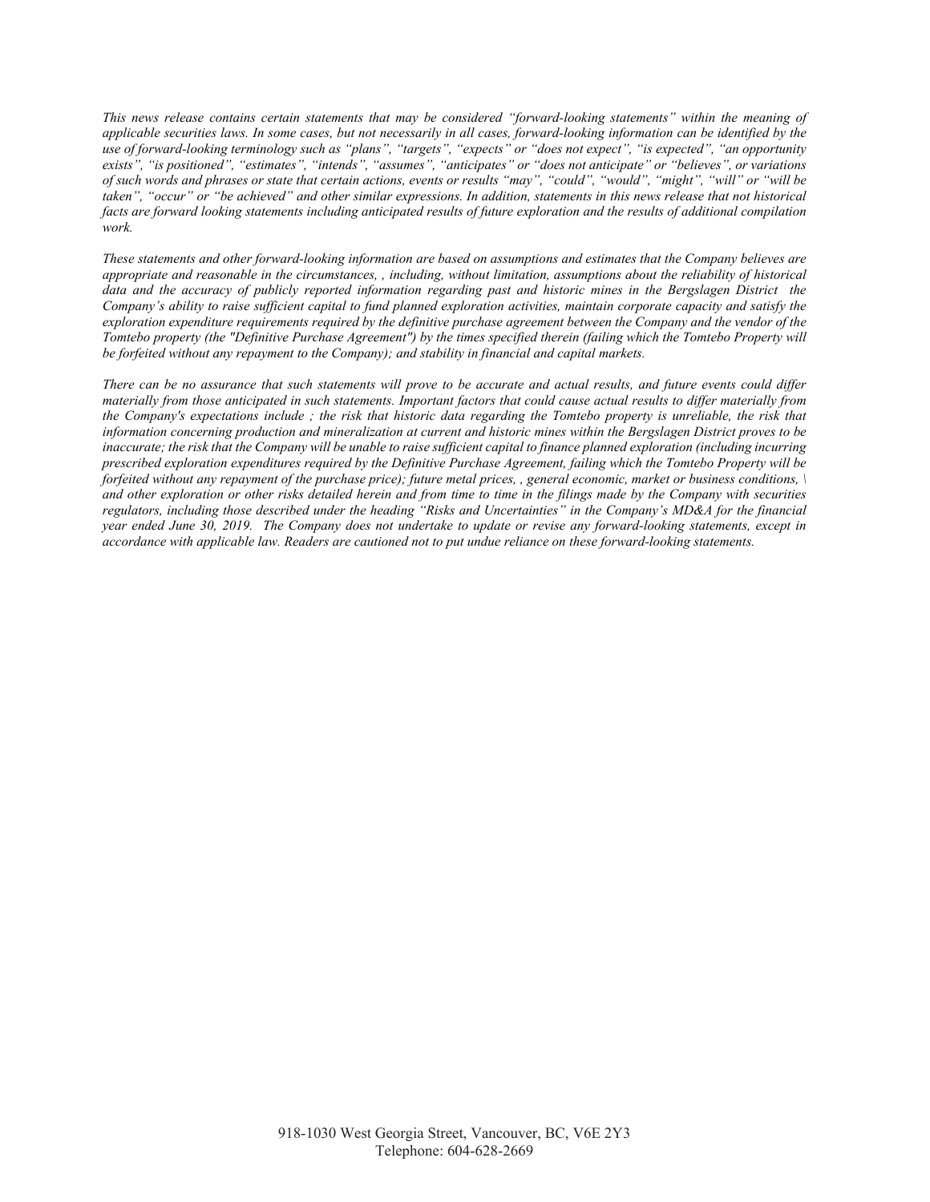*This news release contains certain statements that may be considered "forward-looking statements" within the meaning of applicable securities laws. In some cases, but not necessarily in all cases, forward-looking information can be identified by the use of forward-looking terminology such as "plans", "targets", "expects" or "does not expect", "is expected", "an opportunity exists", "is positioned", "estimates", "intends", "assumes", "anticipates" or "does not anticipate" or "believes", or variations of such words and phrases or state that certain actions, events or results "may", "could", "would", "might", "will" or "will be taken", "occur" or "be achieved" and other similar expressions. In addition, statements in this news release that not historical facts are forward looking statements including anticipated results of future exploration and the results of additional compilation work.*

*These statements and other forward-looking information are based on assumptions and estimates that the Company believes are appropriate and reasonable in the circumstances, , including, without limitation, assumptions about the reliability of historical data and the accuracy of publicly reported information regarding past and historic mines in the Bergslagen District the Company's ability to raise sufficient capital to fund planned exploration activities, maintain corporate capacity and satisfy the exploration expenditure requirements required by the definitive purchase agreement between the Company and the vendor of the Tomtebo property (the "Definitive Purchase Agreement") by the times specified therein (failing which the Tomtebo Property will be forfeited without any repayment to the Company); and stability in financial and capital markets.*

*There can be no assurance that such statements will prove to be accurate and actual results, and future events could differ materially from those anticipated in such statements. Important factors that could cause actual results to differ materially from the Company's expectations include ; the risk that historic data regarding the Tomtebo property is unreliable, the risk that information concerning production and mineralization at current and historic mines within the Bergslagen District proves to be inaccurate; the risk that the Company will be unable to raise sufficient capital to finance planned exploration (including incurring prescribed exploration expenditures required by the Definitive Purchase Agreement, failing which the Tomtebo Property will be forfeited without any repayment of the purchase price); future metal prices, , general economic, market or business conditions, \ and other exploration or other risks detailed herein and from time to time in the filings made by the Company with securities regulators, including those described under the heading "Risks and Uncertainties" in the Company's MD&A for the financial year ended June 30, 2019. The Company does not undertake to update or revise any forward-looking statements, except in accordance with applicable law. Readers are cautioned not to put undue reliance on these forward-looking statements.*

918-1030 West Georgia Street, Vancouver, BC, V6E 2Y3
Telephone: 604-628-2669